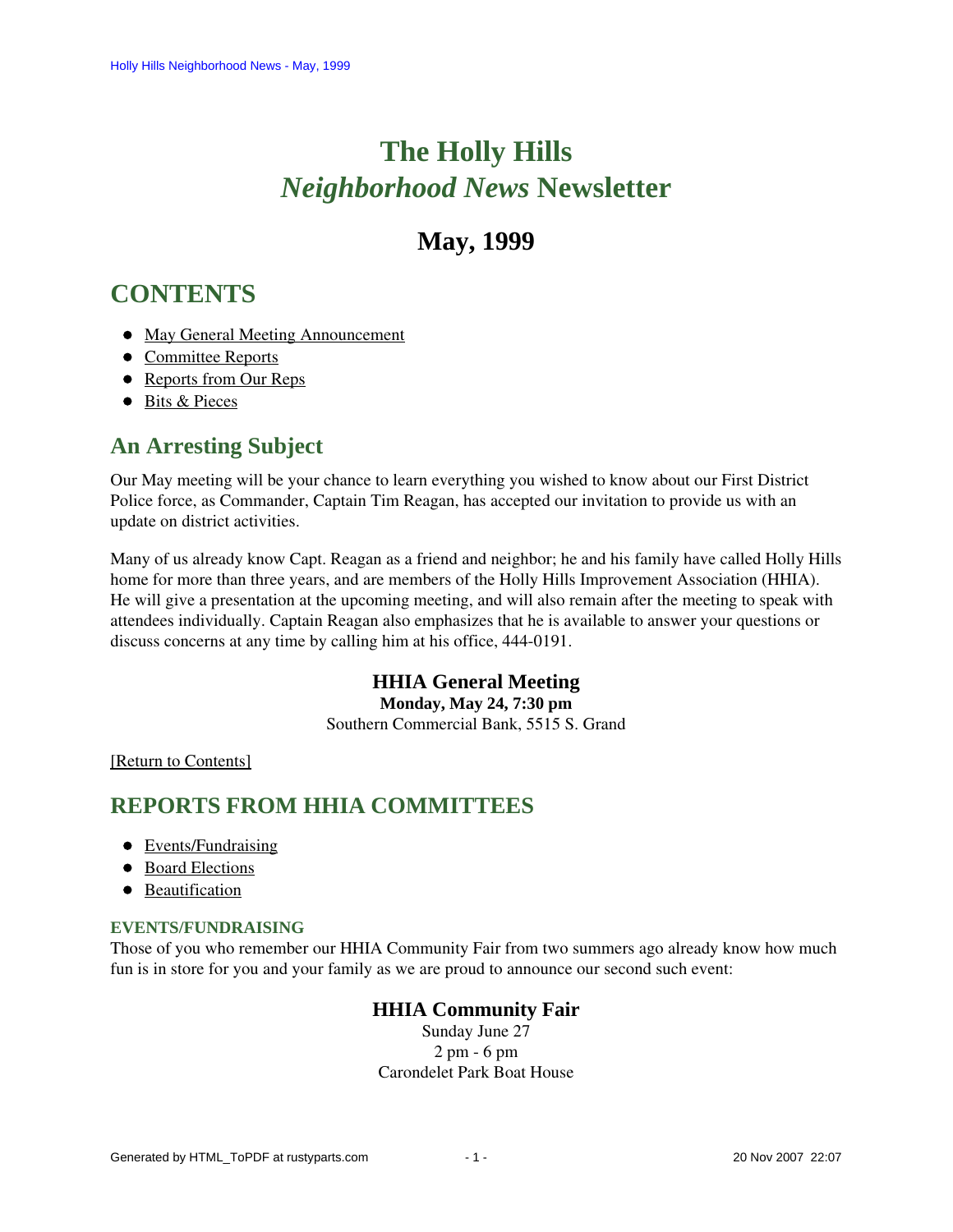# The Holly Hills *Neighborhood News* Newsletter

## May, 1999

## CONTENTS

- May General Meeting Announcement
- Committee Reports
- Reports from Our Reps
- Bits & Pieces

## An Arresting Subject

Our May meeting will be your chance to learn everything you wished to know about our First District Police force, as Commander, Captain Tim Reagan, has accepted our invitation to provide us with an update on district activities.

Many of us already know Capt. Reagan as a friend and neighbor; he and his family have called Holly Hills home for more than three years, and are members of the Holly Hills Improvement Association (HHIA). He will give a presentation at the upcoming meeting, and will also remain after the meeting to speak with attendees individually. Captain Reagan also emphasizes that he is available to answer your questions or discuss concerns at any time by calling him at his office, 444-0191.

**HHIA General Meeting**
**Monday, May 24, 7:30 pm**
Southern Commercial Bank, 5515 S. Grand

[Return to Contents]

## REPORTS FROM HHIA COMMITTEES

- Events/Fundraising
- Board Elections
- Beautification

### EVENTS/FUNDRAISING

Those of you who remember our HHIA Community Fair from two summers ago already know how much fun is in store for you and your family as we are proud to announce our second such event:

**HHIA Community Fair**
Sunday June 27
2 pm - 6 pm
Carondelet Park Boat House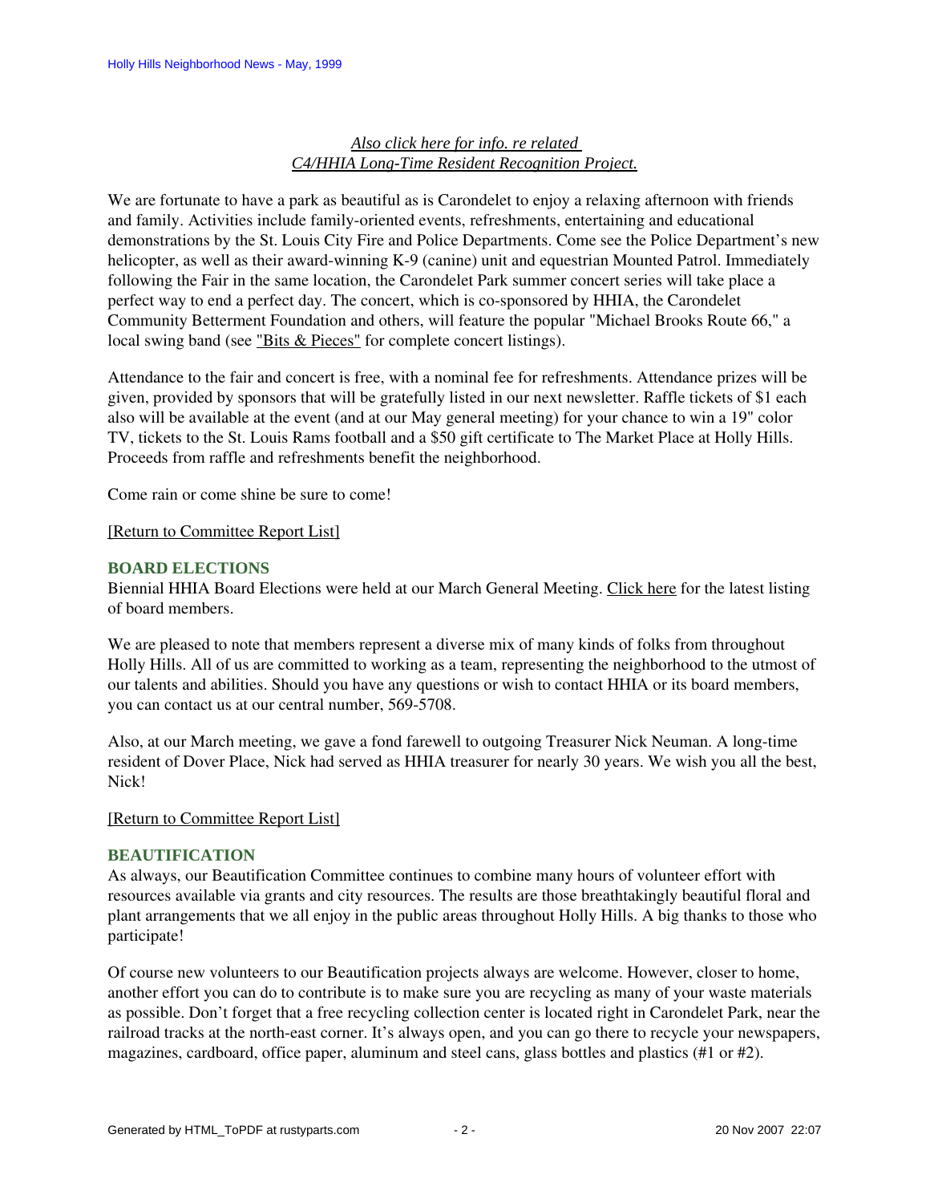*Also click here for info. re related C4/HHIA Long-Time Resident Recognition Project.*

We are fortunate to have a park as beautiful as is Carondelet to enjoy a relaxing afternoon with friends and family. Activities include family-oriented events, refreshments, entertaining and educational demonstrations by the St. Louis City Fire and Police Departments. Come see the Police Department's new helicopter, as well as their award-winning K-9 (canine) unit and equestrian Mounted Patrol. Immediately following the Fair in the same location, the Carondelet Park summer concert series will take place a perfect way to end a perfect day. The concert, which is co-sponsored by HHIA, the Carondelet Community Betterment Foundation and others, will feature the popular "Michael Brooks Route 66," a local swing band (see "Bits & Pieces" for complete concert listings).

Attendance to the fair and concert is free, with a nominal fee for refreshments. Attendance prizes will be given, provided by sponsors that will be gratefully listed in our next newsletter. Raffle tickets of $1 each also will be available at the event (and at our May general meeting) for your chance to win a 19" color TV, tickets to the St. Louis Rams football and a $50 gift certificate to The Market Place at Holly Hills. Proceeds from raffle and refreshments benefit the neighborhood.

Come rain or come shine be sure to come!

[Return to Committee Report List]

### BOARD ELECTIONS

Biennial HHIA Board Elections were held at our March General Meeting. Click here for the latest listing of board members.

We are pleased to note that members represent a diverse mix of many kinds of folks from throughout Holly Hills. All of us are committed to working as a team, representing the neighborhood to the utmost of our talents and abilities. Should you have any questions or wish to contact HHIA or its board members, you can contact us at our central number, 569-5708.

Also, at our March meeting, we gave a fond farewell to outgoing Treasurer Nick Neuman. A long-time resident of Dover Place, Nick had served as HHIA treasurer for nearly 30 years. We wish you all the best, Nick!

[Return to Committee Report List]

### BEAUTIFICATION

As always, our Beautification Committee continues to combine many hours of volunteer effort with resources available via grants and city resources. The results are those breathtakingly beautiful floral and plant arrangements that we all enjoy in the public areas throughout Holly Hills. A big thanks to those who participate!

Of course new volunteers to our Beautification projects always are welcome. However, closer to home, another effort you can do to contribute is to make sure you are recycling as many of your waste materials as possible. Don't forget that a free recycling collection center is located right in Carondelet Park, near the railroad tracks at the north-east corner. It's always open, and you can go there to recycle your newspapers, magazines, cardboard, office paper, aluminum and steel cans, glass bottles and plastics (#1 or #2).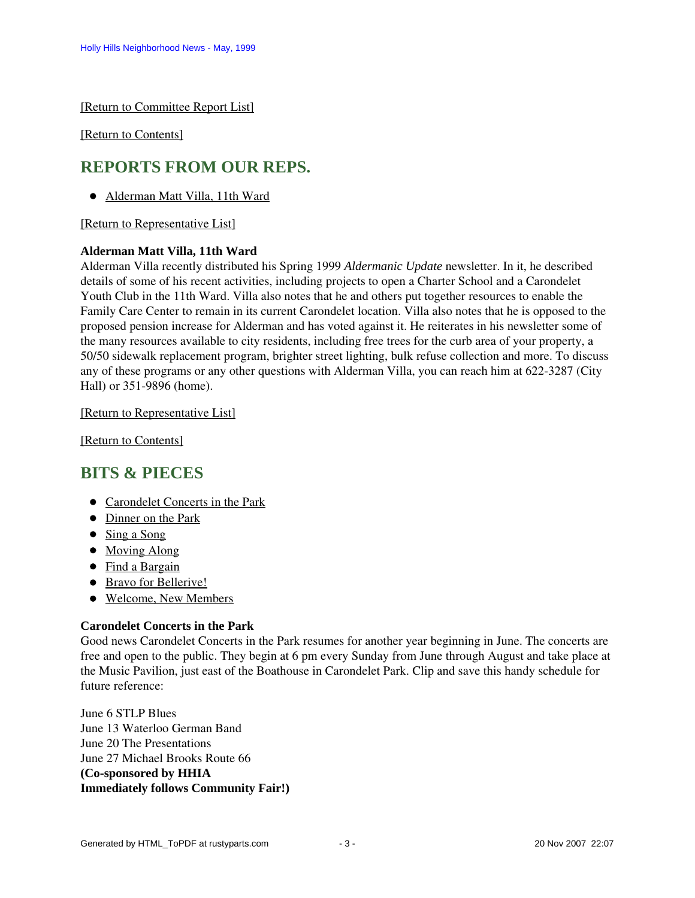[Return to Committee Report List]

[Return to Contents]

## REPORTS FROM OUR REPS.

- Alderman Matt Villa, 11th Ward

[Return to Representative List]

**Alderman Matt Villa, 11th Ward**
Alderman Villa recently distributed his Spring 1999 *Aldermanic Update* newsletter. In it, he described details of some of his recent activities, including projects to open a Charter School and a Carondelet Youth Club in the 11th Ward. Villa also notes that he and others put together resources to enable the Family Care Center to remain in its current Carondelet location. Villa also notes that he is opposed to the proposed pension increase for Alderman and has voted against it. He reiterates in his newsletter some of the many resources available to city residents, including free trees for the curb area of your property, a 50/50 sidewalk replacement program, brighter street lighting, bulk refuse collection and more. To discuss any of these programs or any other questions with Alderman Villa, you can reach him at 622-3287 (City Hall) or 351-9896 (home).

[Return to Representative List]

[Return to Contents]

## BITS & PIECES

- Carondelet Concerts in the Park
- Dinner on the Park
- Sing a Song
- Moving Along
- Find a Bargain
- Bravo for Bellerive!
- Welcome, New Members

**Carondelet Concerts in the Park**
Good news Carondelet Concerts in the Park resumes for another year beginning in June. The concerts are free and open to the public. They begin at 6 pm every Sunday from June through August and take place at the Music Pavilion, just east of the Boathouse in Carondelet Park. Clip and save this handy schedule for future reference:

June 6 STLP Blues
June 13 Waterloo German Band
June 20 The Presentations
June 27 Michael Brooks Route 66
**(Co-sponsored by HHIA**
**Immediately follows Community Fair!)**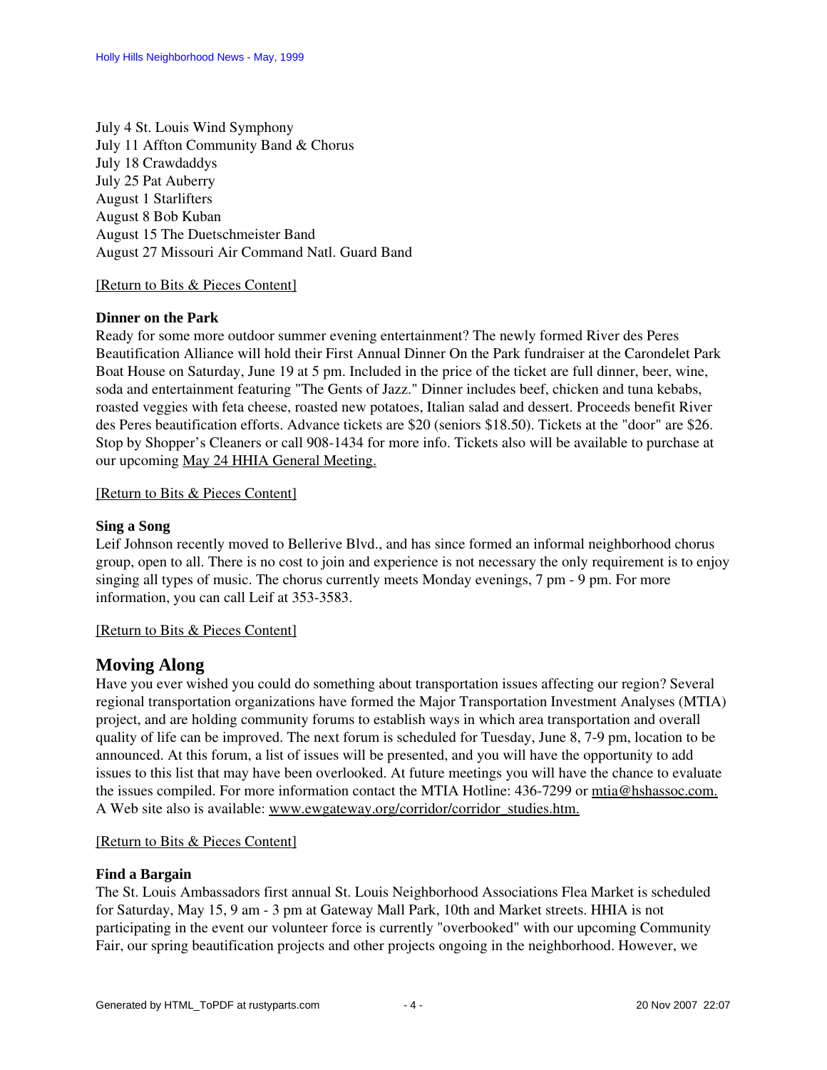July 4 St. Louis Wind Symphony
July 11 Affton Community Band & Chorus
July 18 Crawdaddys
July 25 Pat Auberry
August 1 Starlifters
August 8 Bob Kuban
August 15 The Duetschmeister Band
August 27 Missouri Air Command Natl. Guard Band

[Return to Bits & Pieces Content]

**Dinner on the Park**
Ready for some more outdoor summer evening entertainment? The newly formed River des Peres Beautification Alliance will hold their First Annual Dinner On the Park fundraiser at the Carondelet Park Boat House on Saturday, June 19 at 5 pm. Included in the price of the ticket are full dinner, beer, wine, soda and entertainment featuring "The Gents of Jazz." Dinner includes beef, chicken and tuna kebabs, roasted veggies with feta cheese, roasted new potatoes, Italian salad and dessert. Proceeds benefit River des Peres beautification efforts. Advance tickets are $20 (seniors $18.50). Tickets at the "door" are $26. Stop by Shopper's Cleaners or call 908-1434 for more info. Tickets also will be available to purchase at our upcoming May 24 HHIA General Meeting.

[Return to Bits & Pieces Content]

**Sing a Song**
Leif Johnson recently moved to Bellerive Blvd., and has since formed an informal neighborhood chorus group, open to all. There is no cost to join and experience is not necessary the only requirement is to enjoy singing all types of music. The chorus currently meets Monday evenings, 7 pm - 9 pm. For more information, you can call Leif at 353-3583.

[Return to Bits & Pieces Content]

## Moving Along

Have you ever wished you could do something about transportation issues affecting our region? Several regional transportation organizations have formed the Major Transportation Investment Analyses (MTIA) project, and are holding community forums to establish ways in which area transportation and overall quality of life can be improved. The next forum is scheduled for Tuesday, June 8, 7-9 pm, location to be announced. At this forum, a list of issues will be presented, and you will have the opportunity to add issues to this list that may have been overlooked. At future meetings you will have the chance to evaluate the issues compiled. For more information contact the MTIA Hotline: 436-7299 or mtia@hshassoc.com. A Web site also is available: www.ewgateway.org/corridor/corridor_studies.htm.

[Return to Bits & Pieces Content]

**Find a Bargain**
The St. Louis Ambassadors first annual St. Louis Neighborhood Associations Flea Market is scheduled for Saturday, May 15, 9 am - 3 pm at Gateway Mall Park, 10th and Market streets. HHIA is not participating in the event our volunteer force is currently "overbooked" with our upcoming Community Fair, our spring beautification projects and other projects ongoing in the neighborhood. However, we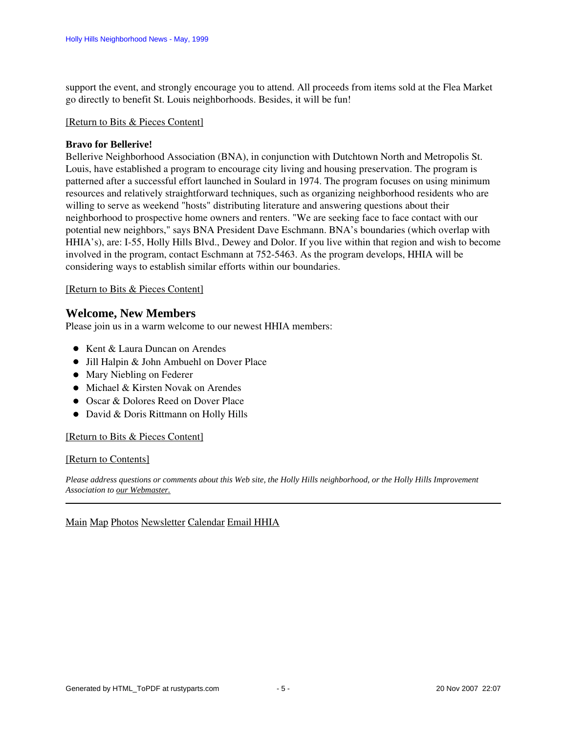support the event, and strongly encourage you to attend. All proceeds from items sold at the Flea Market go directly to benefit St. Louis neighborhoods. Besides, it will be fun!

[Return to Bits & Pieces Content]

**Bravo for Bellerive!**

Bellerive Neighborhood Association (BNA), in conjunction with Dutchtown North and Metropolis St. Louis, have established a program to encourage city living and housing preservation. The program is patterned after a successful effort launched in Soulard in 1974. The program focuses on using minimum resources and relatively straightforward techniques, such as organizing neighborhood residents who are willing to serve as weekend "hosts" distributing literature and answering questions about their neighborhood to prospective home owners and renters. "We are seeking face to face contact with our potential new neighbors," says BNA President Dave Eschmann. BNA's boundaries (which overlap with HHIA's), are: I-55, Holly Hills Blvd., Dewey and Dolor. If you live within that region and wish to become involved in the program, contact Eschmann at 752-5463. As the program develops, HHIA will be considering ways to establish similar efforts within our boundaries.

[Return to Bits & Pieces Content]

## Welcome, New Members

Please join us in a warm welcome to our newest HHIA members:

- Kent & Laura Duncan on Arendes
- Jill Halpin & John Ambuehl on Dover Place
- Mary Niebling on Federer
- Michael & Kirsten Novak on Arendes
- Oscar & Dolores Reed on Dover Place
- David & Doris Rittmann on Holly Hills

[Return to Bits & Pieces Content]

[Return to Contents]

*Please address questions or comments about this Web site, the Holly Hills neighborhood, or the Holly Hills Improvement Association to our Webmaster.*

---

Main Map Photos Newsletter Calendar Email HHIA